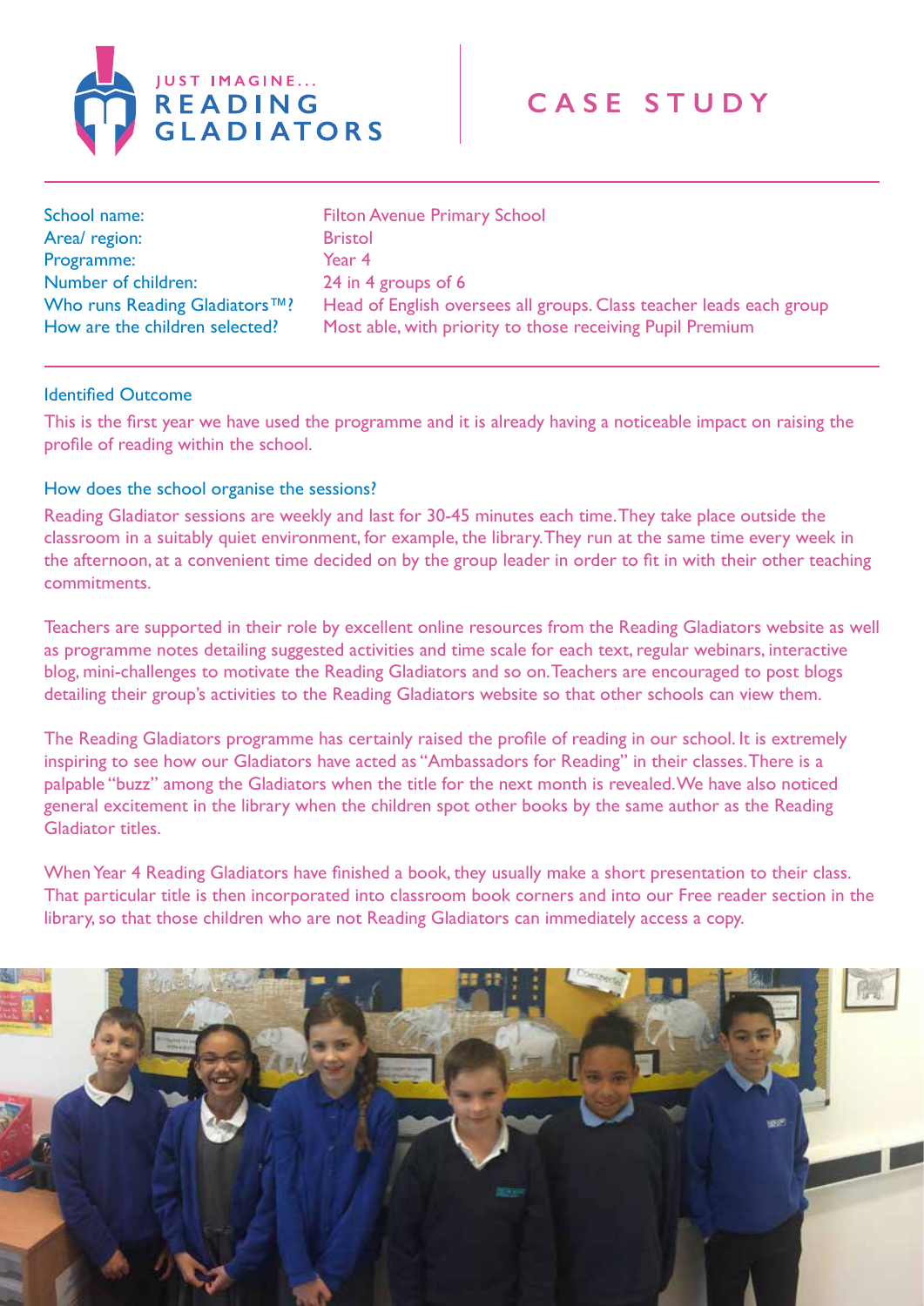JUST IMAGINE...
READING GLADIATORS

# CASE STUDY

| | |
|---|---|
| School name: | Filton Avenue Primary School |
| Area/ region: | Bristol |
| Programme: | Year 4 |
| Number of children: | 24 in 4 groups of 6 |
| Who runs Reading Gladiators™? | Head of English oversees all groups. Class teacher leads each group |
| How are the children selected? | Most able, with priority to those receiving Pupil Premium |

## Identified Outcome

This is the first year we have used the programme and it is already having a noticeable impact on raising the profile of reading within the school.

## How does the school organise the sessions?

Reading Gladiator sessions are weekly and last for 30-45 minutes each time. They take place outside the classroom in a suitably quiet environment, for example, the library. They run at the same time every week in the afternoon, at a convenient time decided on by the group leader in order to fit in with their other teaching commitments.

Teachers are supported in their role by excellent online resources from the Reading Gladiators website as well as programme notes detailing suggested activities and time scale for each text, regular webinars, interactive blog, mini-challenges to motivate the Reading Gladiators and so on. Teachers are encouraged to post blogs detailing their group's activities to the Reading Gladiators website so that other schools can view them.

The Reading Gladiators programme has certainly raised the profile of reading in our school. It is extremely inspiring to see how our Gladiators have acted as "Ambassadors for Reading" in their classes. There is a palpable "buzz" among the Gladiators when the title for the next month is revealed. We have also noticed general excitement in the library when the children spot other books by the same author as the Reading Gladiator titles.

When Year 4 Reading Gladiators have finished a book, they usually make a short presentation to their class. That particular title is then incorporated into classroom book corners and into our Free reader section in the library, so that those children who are not Reading Gladiators can immediately access a copy.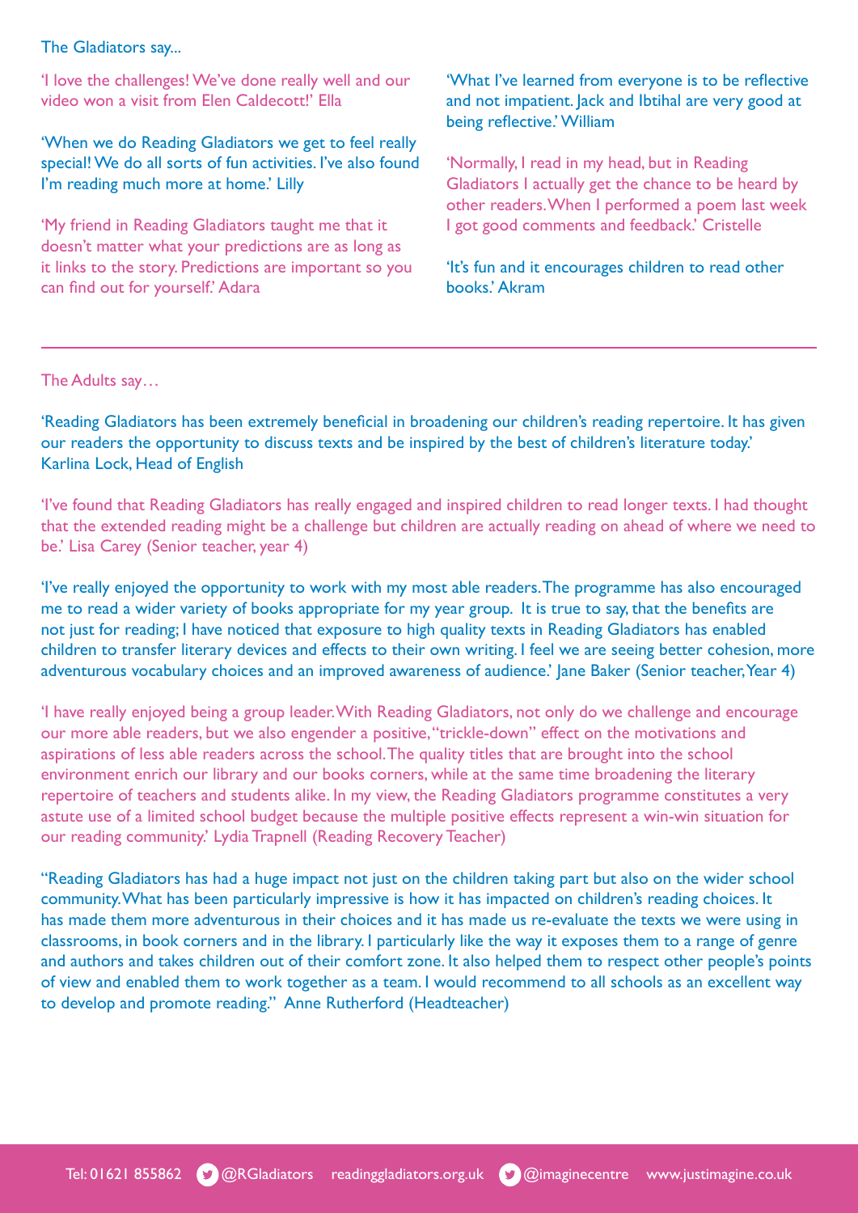The Gladiators say...

'I love the challenges! We've done really well and our video won a visit from Elen Caldecott!' Ella

'When we do Reading Gladiators we get to feel really special! We do all sorts of fun activities. I've also found I'm reading much more at home.' Lilly

'My friend in Reading Gladiators taught me that it doesn't matter what your predictions are as long as it links to the story. Predictions are important so you can find out for yourself.' Adara

'What I've learned from everyone is to be reflective and not impatient. Jack and Ibtihal are very good at being reflective.' William

'Normally, I read in my head, but in Reading Gladiators I actually get the chance to be heard by other readers. When I performed a poem last week I got good comments and feedback.' Cristelle

'It's fun and it encourages children to read other books.' Akram

---

The Adults say…

'Reading Gladiators has been extremely beneficial in broadening our children's reading repertoire. It has given our readers the opportunity to discuss texts and be inspired by the best of children's literature today.' Karlina Lock, Head of English

'I've found that Reading Gladiators has really engaged and inspired children to read longer texts. I had thought that the extended reading might be a challenge but children are actually reading on ahead of where we need to be.' Lisa Carey (Senior teacher, year 4)

'I've really enjoyed the opportunity to work with my most able readers. The programme has also encouraged me to read a wider variety of books appropriate for my year group. It is true to say, that the benefits are not just for reading; I have noticed that exposure to high quality texts in Reading Gladiators has enabled children to transfer literary devices and effects to their own writing. I feel we are seeing better cohesion, more adventurous vocabulary choices and an improved awareness of audience.' Jane Baker (Senior teacher, Year 4)

'I have really enjoyed being a group leader. With Reading Gladiators, not only do we challenge and encourage our more able readers, but we also engender a positive, "trickle-down" effect on the motivations and aspirations of less able readers across the school. The quality titles that are brought into the school environment enrich our library and our books corners, while at the same time broadening the literary repertoire of teachers and students alike. In my view, the Reading Gladiators programme constitutes a very astute use of a limited school budget because the multiple positive effects represent a win-win situation for our reading community.' Lydia Trapnell (Reading Recovery Teacher)

"Reading Gladiators has had a huge impact not just on the children taking part but also on the wider school community. What has been particularly impressive is how it has impacted on children's reading choices. It has made them more adventurous in their choices and it has made us re-evaluate the texts we were using in classrooms, in book corners and in the library. I particularly like the way it exposes them to a range of genre and authors and takes children out of their comfort zone. It also helped them to respect other people's points of view and enabled them to work together as a team. I would recommend to all schools as an excellent way to develop and promote reading." Anne Rutherford (Headteacher)

Tel: 01621 855862 @RGladiators readinggladiators.org.uk @imaginecentre www.justimagine.co.uk